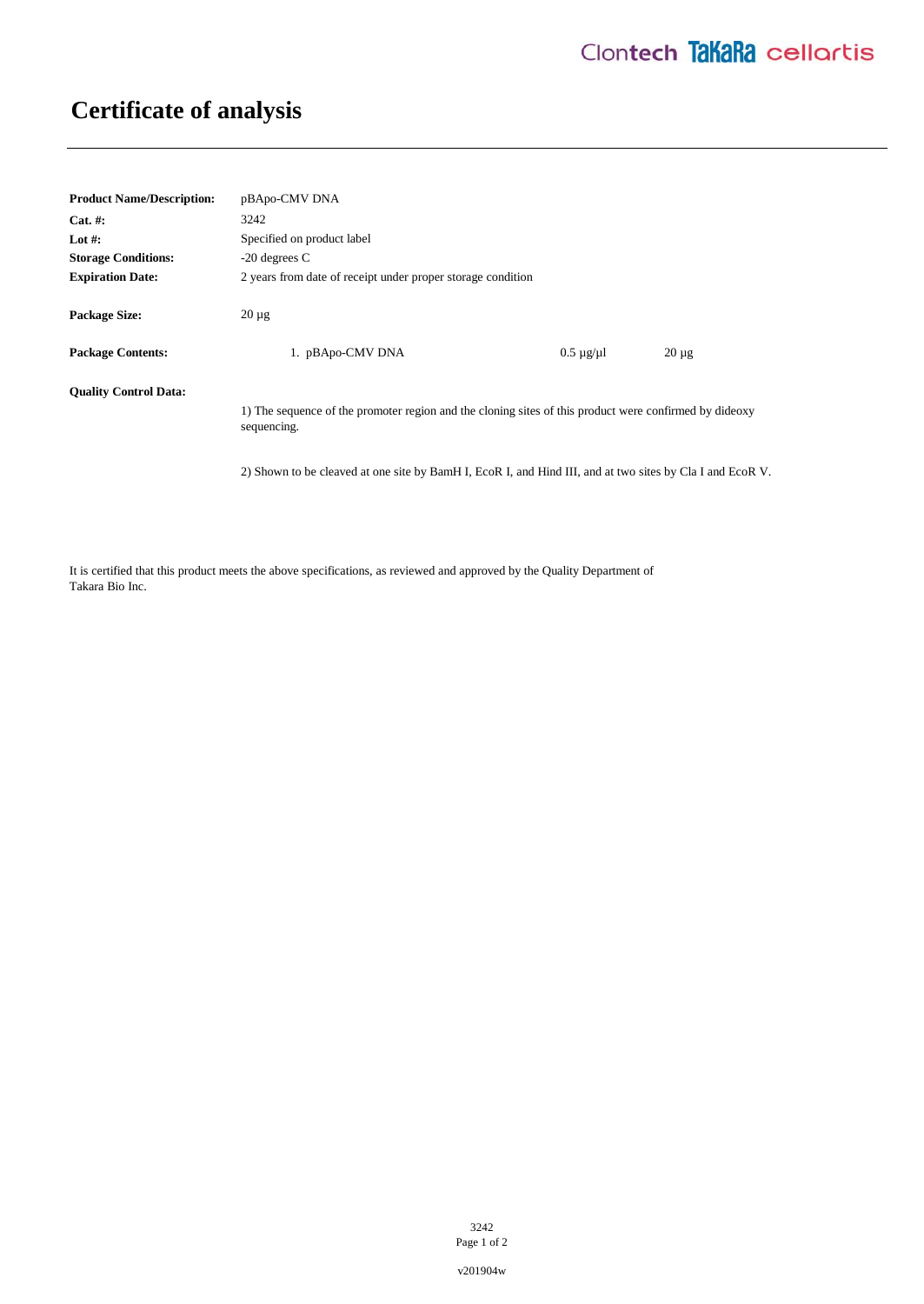# Certificate of analysis

| | |
|---|---|
| **Product Name/Description:** | pBApo-CMV DNA |
| **Cat. #:** | 3242 |
| **Lot #:** | Specified on product label |
| **Storage Conditions:** | -20 degrees C |
| **Expiration Date:** | 2 years from date of receipt under proper storage condition |
| **Package Size:** | 20 µg |

**Package Contents:**

| | | |
|---|---|---|
| 1. pBApo-CMV DNA | 0.5 µg/µl | 20 µg |

**Quality Control Data:**

1) The sequence of the promoter region and the cloning sites of this product were confirmed by dideoxy sequencing.

2) Shown to be cleaved at one site by BamH I, EcoR I, and Hind III, and at two sites by Cla I and EcoR V.

It is certified that this product meets the above specifications, as reviewed and approved by the Quality Department of Takara Bio Inc.

v201904w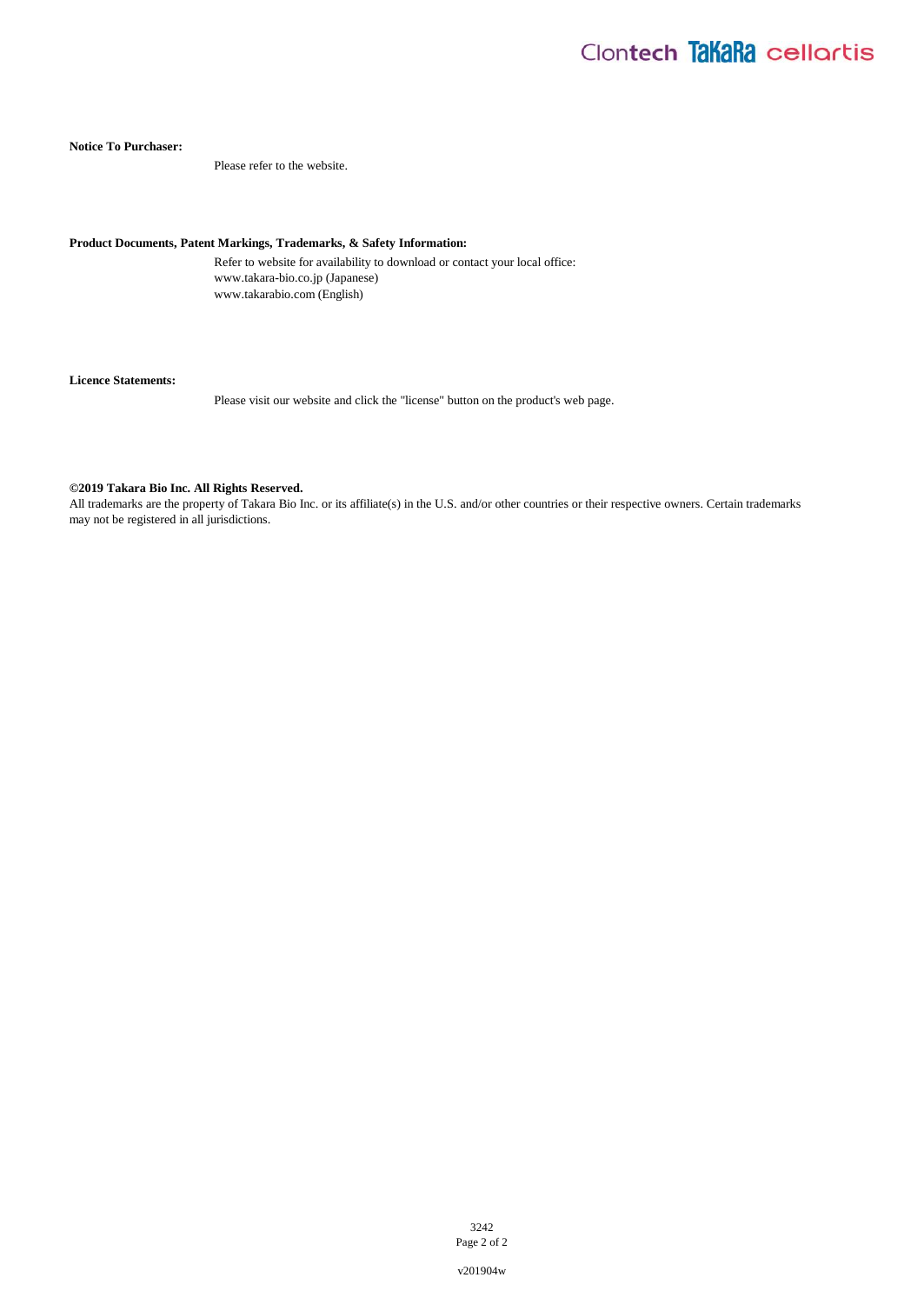**Notice To Purchaser:**

Please refer to the website.

**Product Documents, Patent Markings, Trademarks, & Safety Information:**

Refer to website for availability to download or contact your local office:
www.takara-bio.co.jp (Japanese)
www.takarabio.com (English)

**Licence Statements:**

Please visit our website and click the "license" button on the product's web page.

**©2019 Takara Bio Inc. All Rights Reserved.**
All trademarks are the property of Takara Bio Inc. or its affiliate(s) in the U.S. and/or other countries or their respective owners. Certain trademarks may not be registered in all jurisdictions.

3242

v201904w